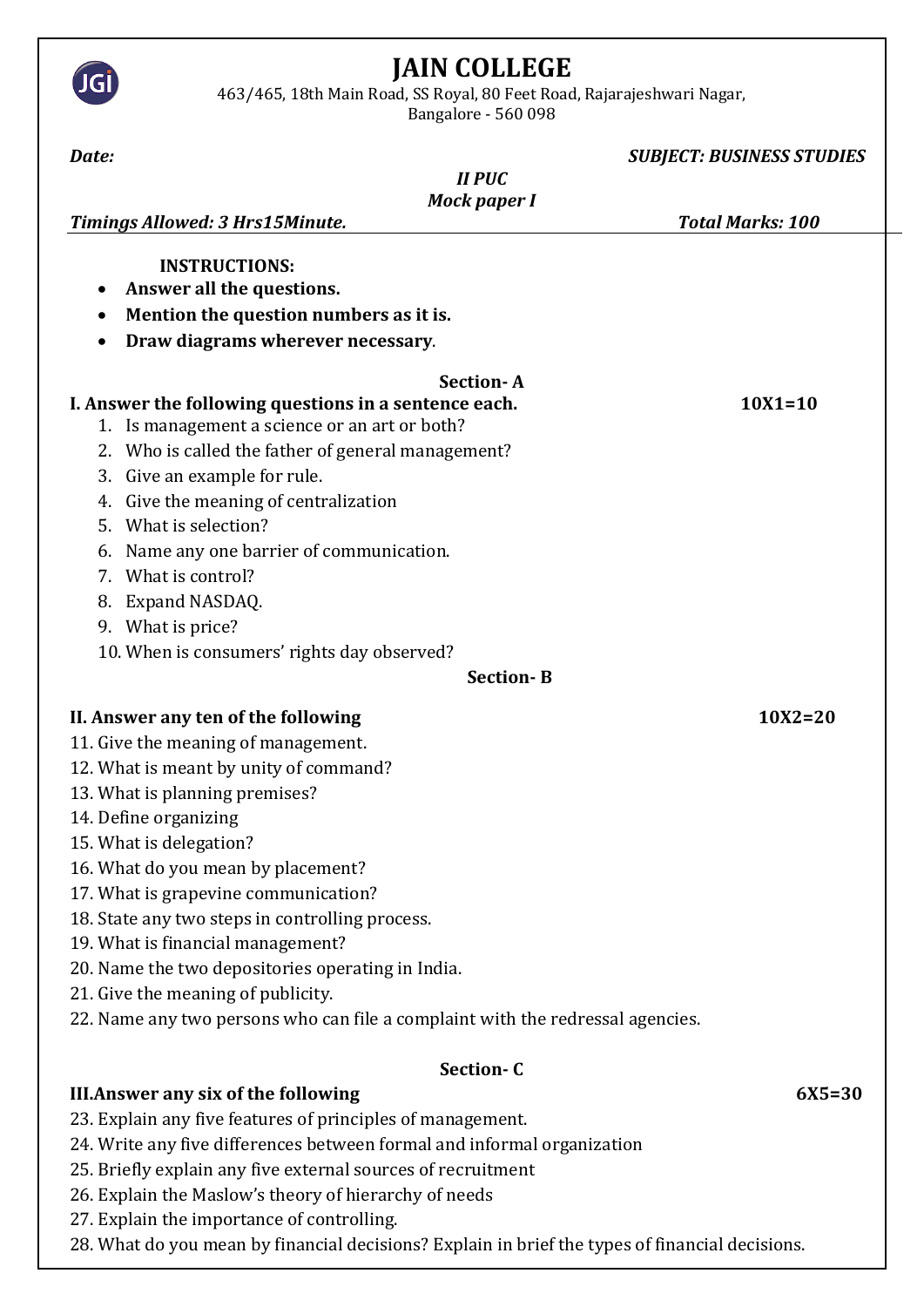# JAIN COLLEGE

463/465, 18th Main Road, SS Royal, 80 Feet Road, Rajarajeshwari Nagar, Bangalore - 560 098

***Date:*** ***SUBJECT: BUSINESS STUDIES***

***II PUC***

***Mock paper I***

***Timings Allowed: 3 Hrs15Minute.*** ***Total Marks: 100***

**INSTRUCTIONS:**

- **Answer all the questions.**
- **Mention the question numbers as it is.**
- **Draw diagrams wherever necessary**.

## Section- A

**I. Answer the following questions in a sentence each.** **10X1=10**

1. Is management a science or an art or both?
2. Who is called the father of general management?
3. Give an example for rule.
4. Give the meaning of centralization
5. What is selection?
6. Name any one barrier of communication.
7. What is control?
8. Expand NASDAQ.
9. What is price?
10. When is consumers' rights day observed?

## Section- B

**II. Answer any ten of the following** **10X2=20**

11. Give the meaning of management.
12. What is meant by unity of command?
13. What is planning premises?
14. Define organizing
15. What is delegation?
16. What do you mean by placement?
17. What is grapevine communication?
18. State any two steps in controlling process.
19. What is financial management?
20. Name the two depositories operating in India.
21. Give the meaning of publicity.
22. Name any two persons who can file a complaint with the redressal agencies.

## Section- C

**III.Answer any six of the following** **6X5=30**

23. Explain any five features of principles of management.
24. Write any five differences between formal and informal organization
25. Briefly explain any five external sources of recruitment
26. Explain the Maslow's theory of hierarchy of needs
27. Explain the importance of controlling.
28. What do you mean by financial decisions? Explain in brief the types of financial decisions.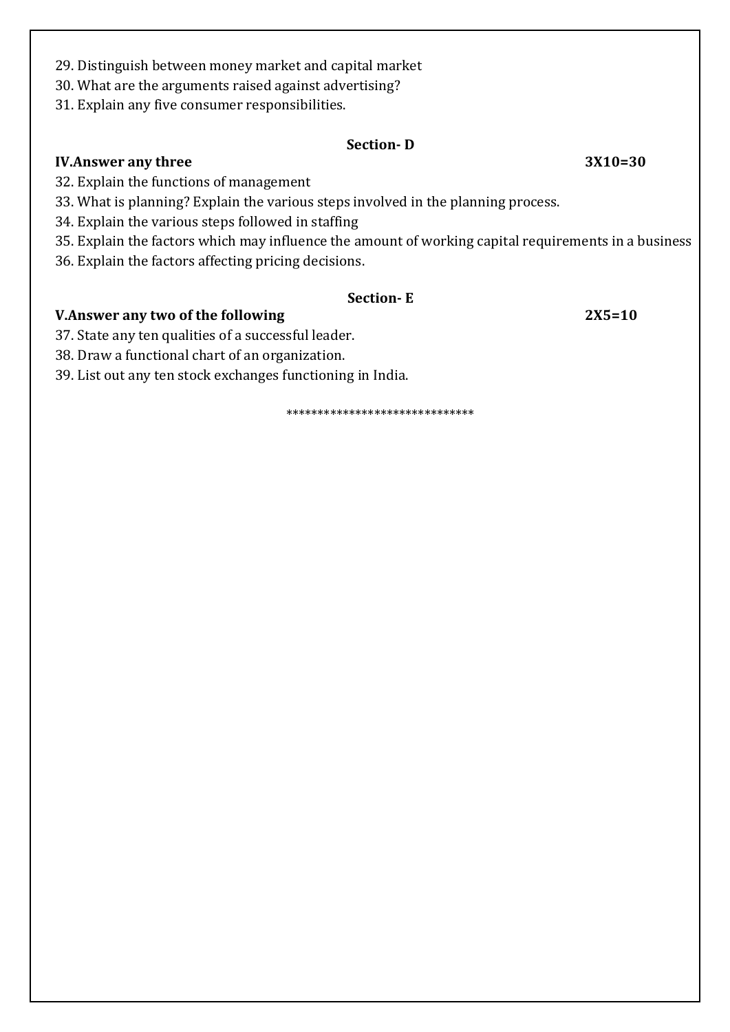29. Distinguish between money market and capital market
30. What are the arguments raised against advertising?
31. Explain any five consumer responsibilities.

## Section- D

**IV.Answer any three** **3X10=30**

32. Explain the functions of management
33. What is planning? Explain the various steps involved in the planning process.
34. Explain the various steps followed in staffing
35. Explain the factors which may influence the amount of working capital requirements in a business
36. Explain the factors affecting pricing decisions.

## Section- E

**V.Answer any two of the following** **2X5=10**

37. State any ten qualities of a successful leader.
38. Draw a functional chart of an organization.
39. List out any ten stock exchanges functioning in India.

******************************